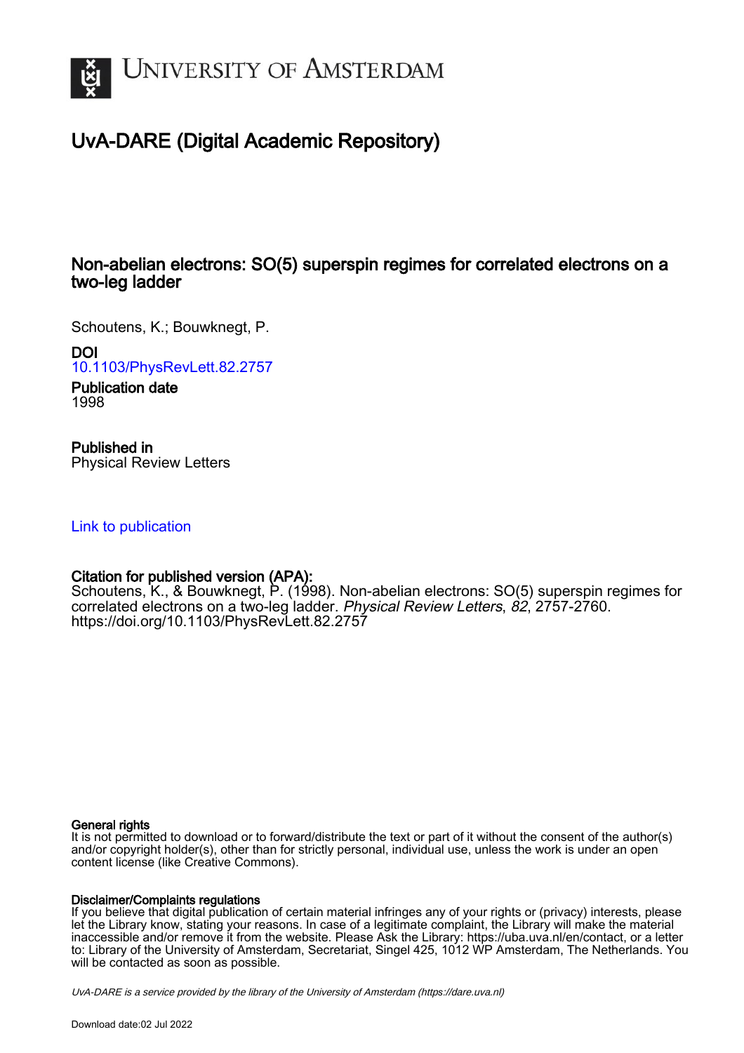# UvA-DARE (Digital Academic Repository)

## Non-abelian electrons: SO(5) superspin regimes for correlated electrons on a two-leg ladder

Schoutens, K.; Bouwknegt, P.

**DOI**
10.1103/PhysRevLett.82.2757

**Publication date**
1998

**Published in**
Physical Review Letters

Link to publication

**Citation for published version (APA):**
Schoutens, K., & Bouwknegt, P. (1998). Non-abelian electrons: SO(5) superspin regimes for correlated electrons on a two-leg ladder. *Physical Review Letters*, *82*, 2757-2760. https://doi.org/10.1103/PhysRevLett.82.2757

**General rights**
It is not permitted to download or to forward/distribute the text or part of it without the consent of the author(s) and/or copyright holder(s), other than for strictly personal, individual use, unless the work is under an open content license (like Creative Commons).

**Disclaimer/Complaints regulations**
If you believe that digital publication of certain material infringes any of your rights or (privacy) interests, please let the Library know, stating your reasons. In case of a legitimate complaint, the Library will make the material inaccessible and/or remove it from the website. Please Ask the Library: https://uba.uva.nl/en/contact, or a letter to: Library of the University of Amsterdam, Secretariat, Singel 425, 1012 WP Amsterdam, The Netherlands. You will be contacted as soon as possible.

*UvA-DARE is a service provided by the library of the University of Amsterdam (https://dare.uva.nl)*

Download date:02 Jul 2022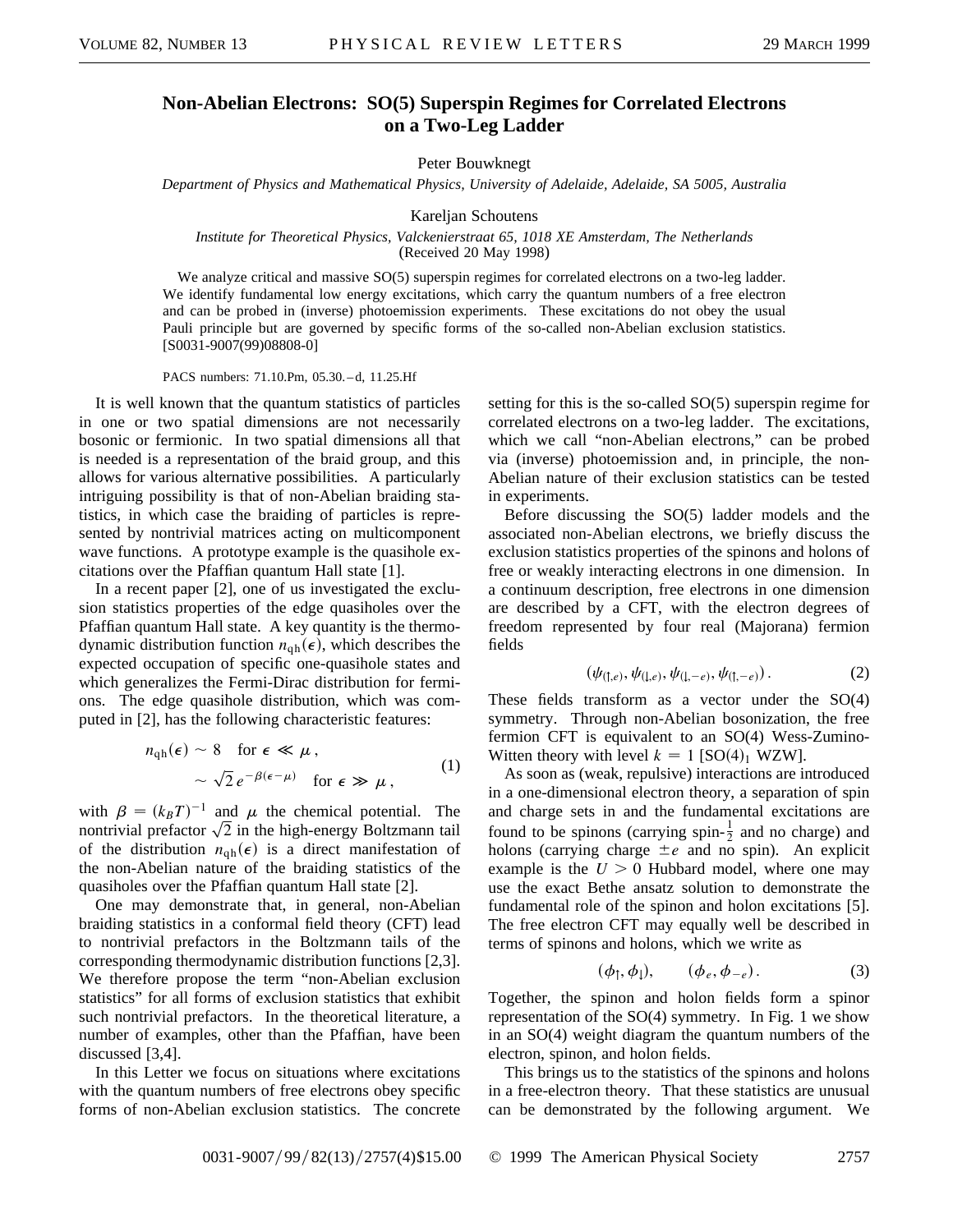# Non-Abelian Electrons: SO(5) Superspin Regimes for Correlated Electrons on a Two-Leg Ladder

Peter Bouwknegt

*Department of Physics and Mathematical Physics, University of Adelaide, Adelaide, SA 5005, Australia*

Kareljan Schoutens

*Institute for Theoretical Physics, Valckenierstraat 65, 1018 XE Amsterdam, The Netherlands*

(Received 20 May 1998)

We analyze critical and massive SO(5) superspin regimes for correlated electrons on a two-leg ladder. We identify fundamental low energy excitations, which carry the quantum numbers of a free electron and can be probed in (inverse) photoemission experiments. These excitations do not obey the usual Pauli principle but are governed by specific forms of the so-called non-Abelian exclusion statistics. [S0031-9007(99)08808-0]

PACS numbers: 71.10.Pm, 05.30.–d, 11.25.Hf

It is well known that the quantum statistics of particles in one or two spatial dimensions are not necessarily bosonic or fermionic. In two spatial dimensions all that is needed is a representation of the braid group, and this allows for various alternative possibilities. A particularly intriguing possibility is that of non-Abelian braiding statistics, in which case the braiding of particles is represented by nontrivial matrices acting on multicomponent wave functions. A prototype example is the quasihole excitations over the Pfaffian quantum Hall state [1].

In a recent paper [2], one of us investigated the exclusion statistics properties of the edge quasiholes over the Pfaffian quantum Hall state. A key quantity is the thermodynamic distribution function $n_{\text{qh}}(\epsilon)$, which describes the expected occupation of specific one-quasihole states and which generalizes the Fermi-Dirac distribution for fermions. The edge quasihole distribution, which was computed in [2], has the following characteristic features:

$$
\begin{aligned}
n_{\text{qh}}(\epsilon) &\sim 8 \quad \text{for } \epsilon \ll \mu\,, \\
&\sim \sqrt{2}\, e^{-\beta(\epsilon-\mu)} \quad \text{for } \epsilon \gg \mu\,,
\end{aligned}
\tag{1}
$$

with $\beta = (k_B T)^{-1}$ and $\mu$ the chemical potential. The nontrivial prefactor $\sqrt{2}$ in the high-energy Boltzmann tail of the distribution $n_{\text{qh}}(\epsilon)$ is a direct manifestation of the non-Abelian nature of the braiding statistics of the quasiholes over the Pfaffian quantum Hall state [2].

One may demonstrate that, in general, non-Abelian braiding statistics in a conformal field theory (CFT) lead to nontrivial prefactors in the Boltzmann tails of the corresponding thermodynamic distribution functions [2,3]. We therefore propose the term "non-Abelian exclusion statistics" for all forms of exclusion statistics that exhibit such nontrivial prefactors. In the theoretical literature, a number of examples, other than the Pfaffian, have been discussed [3,4].

In this Letter we focus on situations where excitations with the quantum numbers of free electrons obey specific forms of non-Abelian exclusion statistics. The concrete setting for this is the so-called SO(5) superspin regime for correlated electrons on a two-leg ladder. The excitations, which we call "non-Abelian electrons," can be probed via (inverse) photoemission and, in principle, the non-Abelian nature of their exclusion statistics can be tested in experiments.

Before discussing the SO(5) ladder models and the associated non-Abelian electrons, we briefly discuss the exclusion statistics properties of the spinons and holons of free or weakly interacting electrons in one dimension. In a continuum description, free electrons in one dimension are described by a CFT, with the electron degrees of freedom represented by four real (Majorana) fermion fields

$$
(\psi_{(\uparrow,e)}, \psi_{(\downarrow,e)}, \psi_{(\downarrow,-e)}, \psi_{(\uparrow,-e)})\,. \tag{2}
$$

These fields transform as a vector under the SO(4) symmetry. Through non-Abelian bosonization, the free fermion CFT is equivalent to an SO(4) Wess-Zumino-Witten theory with level $k = 1$ [$\text{SO}(4)_1$ WZW].

As soon as (weak, repulsive) interactions are introduced in a one-dimensional electron theory, a separation of spin and charge sets in and the fundamental excitations are found to be spinons (carrying spin-$\frac{1}{2}$ and no charge) and holons (carrying charge $\pm e$ and no spin). An explicit example is the $U > 0$ Hubbard model, where one may use the exact Bethe ansatz solution to demonstrate the fundamental role of the spinon and holon excitations [5]. The free electron CFT may equally well be described in terms of spinons and holons, which we write as

$$
(\phi_\uparrow, \phi_\downarrow), \qquad (\phi_e, \phi_{-e})\,. \tag{3}
$$

Together, the spinon and holon fields form a spinor representation of the SO(4) symmetry. In Fig. 1 we show in an SO(4) weight diagram the quantum numbers of the electron, spinon, and holon fields.

This brings us to the statistics of the spinons and holons in a free-electron theory. That these statistics are unusual can be demonstrated by the following argument. We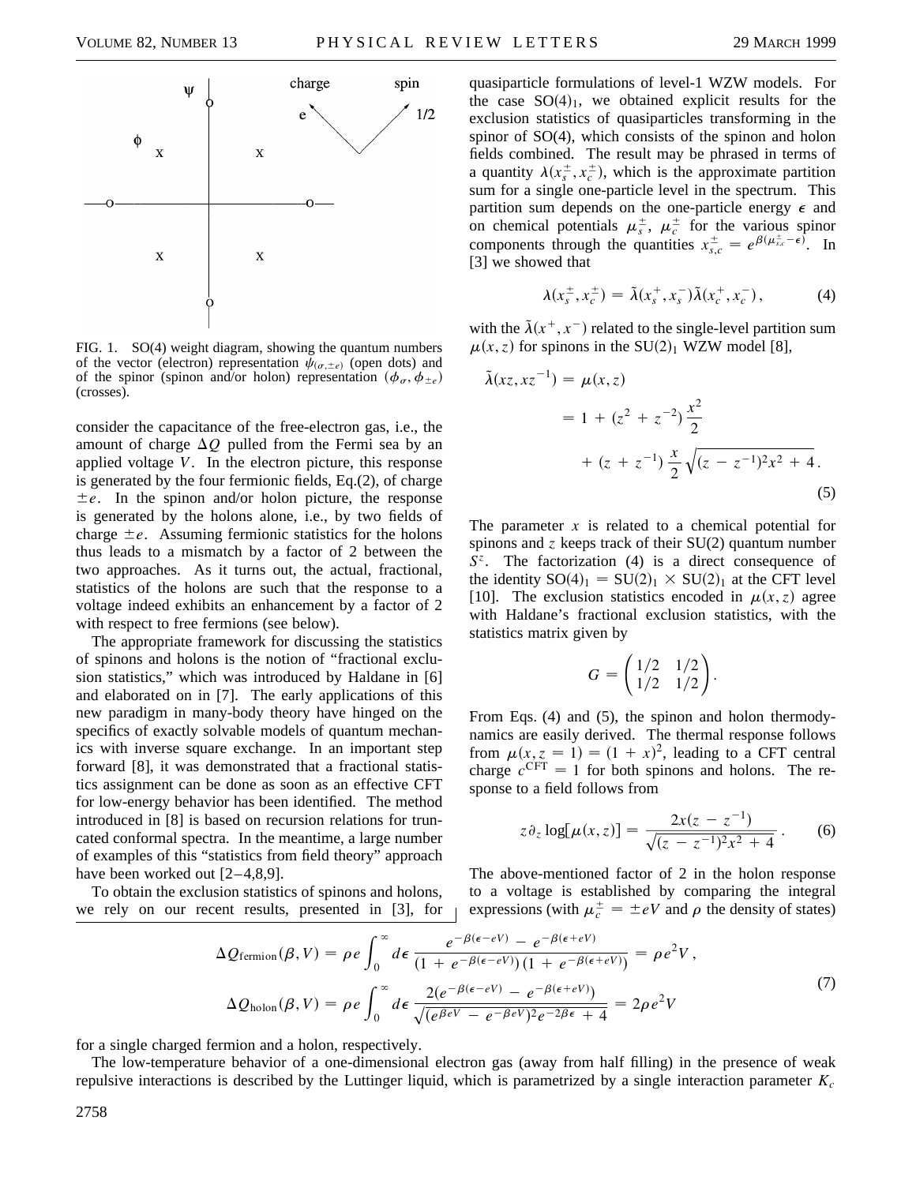FIG. 1. SO(4) weight diagram, showing the quantum numbers of the vector (electron) representation $\psi_{(\sigma,\pm e)}$ (open dots) and of the spinor (spinon and/or holon) representation $(\phi_\sigma, \phi_{\pm e})$ (crosses).

consider the capacitance of the free-electron gas, i.e., the amount of charge $\Delta Q$ pulled from the Fermi sea by an applied voltage $V$. In the electron picture, this response is generated by the four fermionic fields, Eq.(2), of charge $\pm e$. In the spinon and/or holon picture, the response is generated by the holons alone, i.e., by two fields of charge $\pm e$. Assuming fermionic statistics for the holons thus leads to a mismatch by a factor of 2 between the two approaches. As it turns out, the actual, fractional, statistics of the holons are such that the response to a voltage indeed exhibits an enhancement by a factor of 2 with respect to free fermions (see below).

The appropriate framework for discussing the statistics of spinons and holons is the notion of "fractional exclusion statistics," which was introduced by Haldane in [6] and elaborated on in [7]. The early applications of this new paradigm in many-body theory have hinged on the specifics of exactly solvable models of quantum mechanics with inverse square exchange. In an important step forward [8], it was demonstrated that a fractional statistics assignment can be done as soon as an effective CFT for low-energy behavior has been identified. The method introduced in [8] is based on recursion relations for truncated conformal spectra. In the meantime, a large number of examples of this "statistics from field theory" approach have been worked out [2–4,8,9].

To obtain the exclusion statistics of spinons and holons, we rely on our recent results, presented in [3], for quasiparticle formulations of level-1 WZW models. For the case $SO(4)_1$, we obtained explicit results for the exclusion statistics of quasiparticles transforming in the spinor of SO(4), which consists of the spinon and holon fields combined. The result may be phrased in terms of a quantity $\lambda(x_s^\pm, x_c^\pm)$, which is the approximate partition sum for a single one-particle level in the spectrum. This partition sum depends on the one-particle energy $\epsilon$ and on chemical potentials $\mu_s^\pm$, $\mu_c^\pm$ for the various spinor components through the quantities $x_{s,c}^\pm = e^{\beta(\mu_{s,c}^\pm - \epsilon)}$. In [3] we showed that

$$\lambda(x_s^\pm, x_c^\pm) = \tilde{\lambda}(x_s^+, x_s^-)\tilde{\lambda}(x_c^+, x_c^-), \tag{4}$$

with the $\tilde{\lambda}(x^+, x^-)$ related to the single-level partition sum $\mu(x, z)$ for spinons in the $SU(2)_1$ WZW model [8],

$$\begin{aligned}\tilde{\lambda}(xz, xz^{-1}) &= \mu(x, z) \\ &= 1 + (z^2 + z^{-2})\frac{x^2}{2} \\ &\quad + (z + z^{-1})\frac{x}{2}\sqrt{(z - z^{-1})^2 x^2 + 4}.\end{aligned} \tag{5}$$

The parameter $x$ is related to a chemical potential for spinons and $z$ keeps track of their SU(2) quantum number $S^z$. The factorization (4) is a direct consequence of the identity $SO(4)_1 = SU(2)_1 \times SU(2)_1$ at the CFT level [10]. The exclusion statistics encoded in $\mu(x, z)$ agree with Haldane's fractional exclusion statistics, with the statistics matrix given by

$$G = \begin{pmatrix} 1/2 & 1/2 \\ 1/2 & 1/2 \end{pmatrix}.$$

From Eqs. (4) and (5), the spinon and holon thermodynamics are easily derived. The thermal response follows from $\mu(x, z = 1) = (1 + x)^2$, leading to a CFT central charge $c^{\text{CFT}} = 1$ for both spinons and holons. The response to a field follows from

$$z\partial_z \log[\mu(x, z)] = \frac{2x(z - z^{-1})}{\sqrt{(z - z^{-1})^2 x^2 + 4}}. \tag{6}$$

The above-mentioned factor of 2 in the holon response to a voltage is established by comparing the integral expressions (with $\mu_c^\pm = \pm eV$ and $\rho$ the density of states)

$$\begin{aligned}\Delta Q_{\text{fermion}}(\beta, V) &= \rho e \int_0^\infty d\epsilon\, \frac{e^{-\beta(\epsilon - eV)} - e^{-\beta(\epsilon + eV)}}{(1 + e^{-\beta(\epsilon - eV)})(1 + e^{-\beta(\epsilon + eV)})} = \rho e^2 V, \\ \Delta Q_{\text{holon}}(\beta, V) &= \rho e \int_0^\infty d\epsilon\, \frac{2(e^{-\beta(\epsilon - eV)} - e^{-\beta(\epsilon + eV)})}{\sqrt{(e^{\beta eV} - e^{-\beta eV})^2 e^{-2\beta\epsilon} + 4}} = 2\rho e^2 V\end{aligned} \tag{7}$$

for a single charged fermion and a holon, respectively.

The low-temperature behavior of a one-dimensional electron gas (away from half filling) in the presence of weak repulsive interactions is described by the Luttinger liquid, which is parametrized by a single interaction parameter $K_c$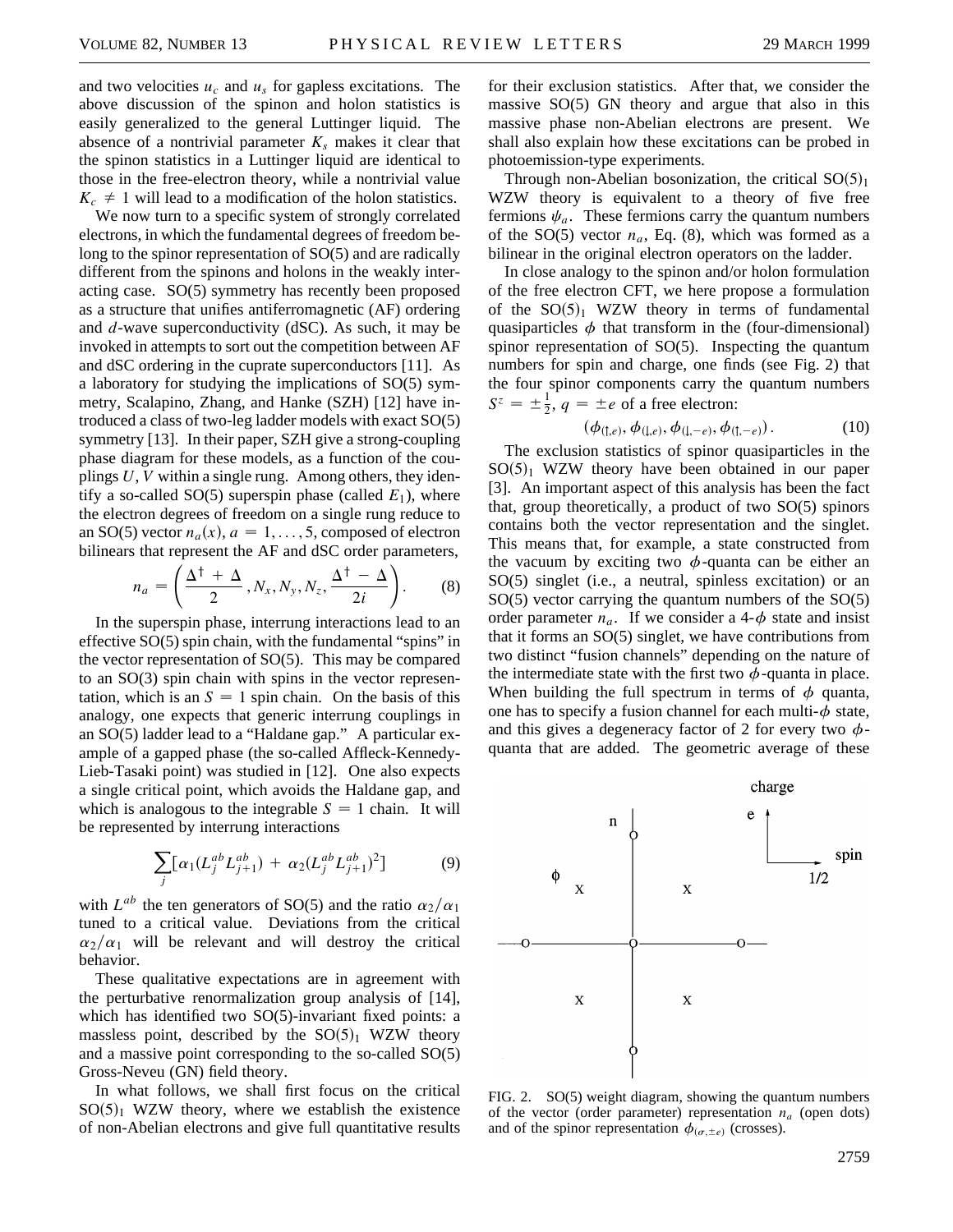and two velocities $u_c$ and $u_s$ for gapless excitations. The above discussion of the spinon and holon statistics is easily generalized to the general Luttinger liquid. The absence of a nontrivial parameter $K_s$ makes it clear that the spinon statistics in a Luttinger liquid are identical to those in the free-electron theory, while a nontrivial value $K_c \neq 1$ will lead to a modification of the holon statistics.

We now turn to a specific system of strongly correlated electrons, in which the fundamental degrees of freedom belong to the spinor representation of SO(5) and are radically different from the spinons and holons in the weakly interacting case. SO(5) symmetry has recently been proposed as a structure that unifies antiferromagnetic (AF) ordering and $d$-wave superconductivity (dSC). As such, it may be invoked in attempts to sort out the competition between AF and dSC ordering in the cuprate superconductors [11]. As a laboratory for studying the implications of SO(5) symmetry, Scalapino, Zhang, and Hanke (SZH) [12] have introduced a class of two-leg ladder models with exact SO(5) symmetry [13]. In their paper, SZH give a strong-coupling phase diagram for these models, as a function of the couplings $U, V$ within a single rung. Among others, they identify a so-called SO(5) superspin phase (called $E_1$), where the electron degrees of freedom on a single rung reduce to an SO(5) vector $n_a(x)$, $a = 1, \ldots, 5$, composed of electron bilinears that represent the AF and dSC order parameters,

$$n_a = \left( \frac{\Delta^\dagger + \Delta}{2}, N_x, N_y, N_z, \frac{\Delta^\dagger - \Delta}{2i} \right). \tag{8}$$

In the superspin phase, interrung interactions lead to an effective SO(5) spin chain, with the fundamental "spins" in the vector representation of SO(5). This may be compared to an SO(3) spin chain with spins in the vector representation, which is an $S = 1$ spin chain. On the basis of this analogy, one expects that generic interrung couplings in an SO(5) ladder lead to a "Haldane gap." A particular example of a gapped phase (the so-called Affleck-Kennedy-Lieb-Tasaki point) was studied in [12]. One also expects a single critical point, which avoids the Haldane gap, and which is analogous to the integrable $S = 1$ chain. It will be represented by interrung interactions

$$\sum_j [\alpha_1 (L_j^{ab} L_{j+1}^{ab}) + \alpha_2 (L_j^{ab} L_{j+1}^{ab})^2] \tag{9}$$

with $L^{ab}$ the ten generators of SO(5) and the ratio $\alpha_2/\alpha_1$ tuned to a critical value. Deviations from the critical $\alpha_2/\alpha_1$ will be relevant and will destroy the critical behavior.

These qualitative expectations are in agreement with the perturbative renormalization group analysis of [14], which has identified two SO(5)-invariant fixed points: a massless point, described by the $SO(5)_1$ WZW theory and a massive point corresponding to the so-called SO(5) Gross-Neveu (GN) field theory.

In what follows, we shall first focus on the critical $SO(5)_1$ WZW theory, where we establish the existence of non-Abelian electrons and give full quantitative results for their exclusion statistics. After that, we consider the massive SO(5) GN theory and argue that also in this massive phase non-Abelian electrons are present. We shall also explain how these excitations can be probed in photoemission-type experiments.

Through non-Abelian bosonization, the critical $SO(5)_1$ WZW theory is equivalent to a theory of five free fermions $\psi_a$. These fermions carry the quantum numbers of the SO(5) vector $n_a$, Eq. (8), which was formed as a bilinear in the original electron operators on the ladder.

In close analogy to the spinon and/or holon formulation of the free electron CFT, we here propose a formulation of the $SO(5)_1$ WZW theory in terms of fundamental quasiparticles $\phi$ that transform in the (four-dimensional) spinor representation of SO(5). Inspecting the quantum numbers for spin and charge, one finds (see Fig. 2) that the four spinor components carry the quantum numbers $S^z = \pm\frac{1}{2}$, $q = \pm e$ of a free electron:

$$(\phi_{(\uparrow,e)}, \phi_{(\downarrow,e)}, \phi_{(\downarrow,-e)}, \phi_{(\uparrow,-e)}). \tag{10}$$

The exclusion statistics of spinor quasiparticles in the $SO(5)_1$ WZW theory have been obtained in our paper [3]. An important aspect of this analysis has been the fact that, group theoretically, a product of two SO(5) spinors contains both the vector representation and the singlet. This means that, for example, a state constructed from the vacuum by exciting two $\phi$-quanta can be either an SO(5) singlet (i.e., a neutral, spinless excitation) or an SO(5) vector carrying the quantum numbers of the SO(5) order parameter $n_a$. If we consider a 4-$\phi$ state and insist that it forms an SO(5) singlet, we have contributions from two distinct "fusion channels" depending on the nature of the intermediate state with the first two $\phi$-quanta in place. When building the full spectrum in terms of $\phi$ quanta, one has to specify a fusion channel for each multi-$\phi$ state, and this gives a degeneracy factor of 2 for every two $\phi$-quanta that are added. The geometric average of these

FIG. 2. SO(5) weight diagram, showing the quantum numbers of the vector (order parameter) representation $n_a$ (open dots) and of the spinor representation $\phi_{(\sigma,\pm e)}$ (crosses).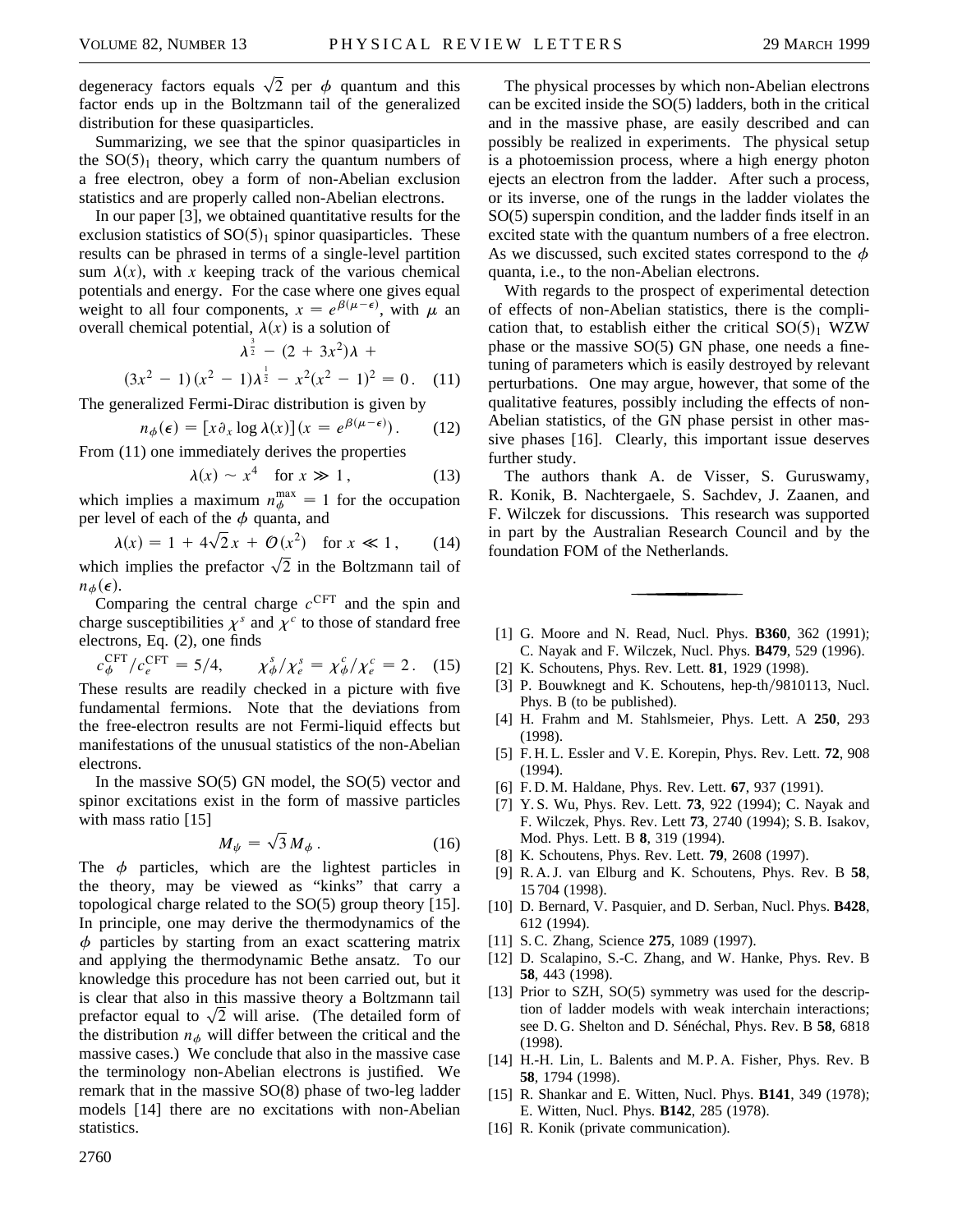degeneracy factors equals $\sqrt{2}$ per $\phi$ quantum and this factor ends up in the Boltzmann tail of the generalized distribution for these quasiparticles.

Summarizing, we see that the spinor quasiparticles in the $SO(5)_1$ theory, which carry the quantum numbers of a free electron, obey a form of non-Abelian exclusion statistics and are properly called non-Abelian electrons.

In our paper [3], we obtained quantitative results for the exclusion statistics of $SO(5)_1$ spinor quasiparticles. These results can be phrased in terms of a single-level partition sum $\lambda(x)$, with $x$ keeping track of the various chemical potentials and energy. For the case where one gives equal weight to all four components, $x = e^{\beta(\mu - \epsilon)}$, with $\mu$ an overall chemical potential, $\lambda(x)$ is a solution of

$$\lambda^{\frac{3}{2}} - (2 + 3x^2)\lambda + (3x^2 - 1)(x^2 - 1)\lambda^{\frac{1}{2}} - x^2(x^2 - 1)^2 = 0\,. \quad (11)$$

The generalized Fermi-Dirac distribution is given by

$$n_\phi(\epsilon) = [x\partial_x \log \lambda(x)](x = e^{\beta(\mu-\epsilon)})\,. \quad (12)$$

From (11) one immediately derives the properties

$$\lambda(x) \sim x^4 \quad \text{for } x \gg 1\,, \quad (13)$$

which implies a maximum $n_\phi^{\max} = 1$ for the occupation per level of each of the $\phi$ quanta, and

$$\lambda(x) = 1 + 4\sqrt{2}\,x + \mathcal{O}(x^2) \quad \text{for } x \ll 1\,, \quad (14)$$

which implies the prefactor $\sqrt{2}$ in the Boltzmann tail of $n_\phi(\epsilon)$.

Comparing the central charge $c^{\rm CFT}$ and the spin and charge susceptibilities $\chi^s$ and $\chi^c$ to those of standard free electrons, Eq. (2), one finds

$$c_\phi^{\rm CFT}/c_e^{\rm CFT} = 5/4, \qquad \chi_\phi^s/\chi_e^s = \chi_\phi^c/\chi_e^c = 2\,. \quad (15)$$

These results are readily checked in a picture with five fundamental fermions. Note that the deviations from the free-electron results are not Fermi-liquid effects but manifestations of the unusual statistics of the non-Abelian electrons.

In the massive SO(5) GN model, the SO(5) vector and spinor excitations exist in the form of massive particles with mass ratio [15]

$$M_\psi = \sqrt{3}\,M_\phi\,. \quad (16)$$

The $\phi$ particles, which are the lightest particles in the theory, may be viewed as "kinks" that carry a topological charge related to the SO(5) group theory [15]. In principle, one may derive the thermodynamics of the $\phi$ particles by starting from an exact scattering matrix and applying the thermodynamic Bethe ansatz. To our knowledge this procedure has not been carried out, but it is clear that also in this massive theory a Boltzmann tail prefactor equal to $\sqrt{2}$ will arise. (The detailed form of the distribution $n_\phi$ will differ between the critical and the massive cases.) We conclude that also in the massive case the terminology non-Abelian electrons is justified. We remark that in the massive SO(8) phase of two-leg ladder models [14] there are no excitations with non-Abelian statistics.

The physical processes by which non-Abelian electrons can be excited inside the SO(5) ladders, both in the critical and in the massive phase, are easily described and can possibly be realized in experiments. The physical setup is a photoemission process, where a high energy photon ejects an electron from the ladder. After such a process, or its inverse, one of the rungs in the ladder violates the SO(5) superspin condition, and the ladder finds itself in an excited state with the quantum numbers of a free electron. As we discussed, such excited states correspond to the $\phi$ quanta, i.e., to the non-Abelian electrons.

With regards to the prospect of experimental detection of effects of non-Abelian statistics, there is the complication that, to establish either the critical $SO(5)_1$ WZW phase or the massive SO(5) GN phase, one needs a fine-tuning of parameters which is easily destroyed by relevant perturbations. One may argue, however, that some of the qualitative features, possibly including the effects of non-Abelian statistics, of the GN phase persist in other massive phases [16]. Clearly, this important issue deserves further study.

The authors thank A. de Visser, S. Guruswamy, R. Konik, B. Nachtergaele, S. Sachdev, J. Zaanen, and F. Wilczek for discussions. This research was supported in part by the Australian Research Council and by the foundation FOM of the Netherlands.

---

[1] G. Moore and N. Read, Nucl. Phys. **B360**, 362 (1991); C. Nayak and F. Wilczek, Nucl. Phys. **B479**, 529 (1996).

[2] K. Schoutens, Phys. Rev. Lett. **81**, 1929 (1998).

[3] P. Bouwknegt and K. Schoutens, hep-th/9810113, Nucl. Phys. B (to be published).

[4] H. Frahm and M. Stahlsmeier, Phys. Lett. A **250**, 293 (1998).

[5] F. H. L. Essler and V. E. Korepin, Phys. Rev. Lett. **72**, 908 (1994).

[6] F. D. M. Haldane, Phys. Rev. Lett. **67**, 937 (1991).

[7] Y. S. Wu, Phys. Rev. Lett. **73**, 922 (1994); C. Nayak and F. Wilczek, Phys. Rev. Lett **73**, 2740 (1994); S. B. Isakov, Mod. Phys. Lett. B **8**, 319 (1994).

[8] K. Schoutens, Phys. Rev. Lett. **79**, 2608 (1997).

[9] R. A. J. van Elburg and K. Schoutens, Phys. Rev. B **58**, 15 704 (1998).

[10] D. Bernard, V. Pasquier, and D. Serban, Nucl. Phys. **B428**, 612 (1994).

[11] S. C. Zhang, Science **275**, 1089 (1997).

[12] D. Scalapino, S.-C. Zhang, and W. Hanke, Phys. Rev. B **58**, 443 (1998).

[13] Prior to SZH, SO(5) symmetry was used for the description of ladder models with weak interchain interactions; see D. G. Shelton and D. Sénéchal, Phys. Rev. B **58**, 6818 (1998).

[14] H.-H. Lin, L. Balents and M. P. A. Fisher, Phys. Rev. B **58**, 1794 (1998).

[15] R. Shankar and E. Witten, Nucl. Phys. **B141**, 349 (1978); E. Witten, Nucl. Phys. **B142**, 285 (1978).

[16] R. Konik (private communication).